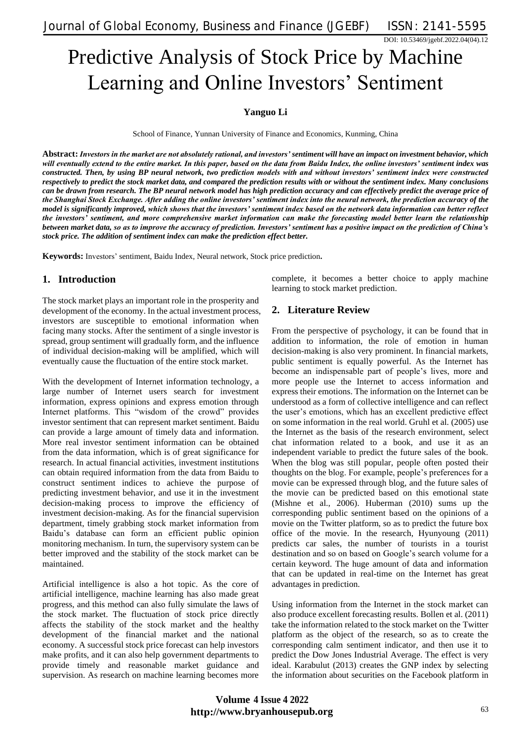DOI: 10.53469/jgebf.2022.04(04).12

# Predictive Analysis of Stock Price by Machine Learning and Online Investors' Sentiment

**Yanguo Li**

School of Finance, Yunnan University of Finance and Economics, Kunming, China

**Abstract:** ***Investors in the market are not absolutely rational, and investors' sentiment will have an impact on investment behavior, which will eventually extend to the entire market. In this paper, based on the data from Baidu Index, the online investors' sentiment index was constructed. Then, by using BP neural network, two prediction models with and without investors' sentiment index were constructed respectively to predict the stock market data, and compared the prediction results with or without the sentiment index. Many conclusions can be drawn from research. The BP neural network model has high prediction accuracy and can effectively predict the average price of the Shanghai Stock Exchange. After adding the online investors' sentiment index into the neural network, the prediction accuracy of the model is significantly improved, which shows that the investors' sentiment index based on the network data information can better reflect the investors' sentiment, and more comprehensive market information can make the forecasting model better learn the relationship between market data, so as to improve the accuracy of prediction. Investors' sentiment has a positive impact on the prediction of China's stock price. The addition of sentiment index can make the prediction effect better.***

**Keywords:** Investors' sentiment, Baidu Index, Neural network, Stock price prediction**.**

## 1. Introduction

The stock market plays an important role in the prosperity and development of the economy. In the actual investment process, investors are susceptible to emotional information when facing many stocks. After the sentiment of a single investor is spread, group sentiment will gradually form, and the influence of individual decision-making will be amplified, which will eventually cause the fluctuation of the entire stock market.

With the development of Internet information technology, a large number of Internet users search for investment information, express opinions and express emotion through Internet platforms. This "wisdom of the crowd" provides investor sentiment that can represent market sentiment. Baidu can provide a large amount of timely data and information. More real investor sentiment information can be obtained from the data information, which is of great significance for research. In actual financial activities, investment institutions can obtain required information from the data from Baidu to construct sentiment indices to achieve the purpose of predicting investment behavior, and use it in the investment decision-making process to improve the efficiency of investment decision-making. As for the financial supervision department, timely grabbing stock market information from Baidu's database can form an efficient public opinion monitoring mechanism. In turn, the supervisory system can be better improved and the stability of the stock market can be maintained.

Artificial intelligence is also a hot topic. As the core of artificial intelligence, machine learning has also made great progress, and this method can also fully simulate the laws of the stock market. The fluctuation of stock price directly affects the stability of the stock market and the healthy development of the financial market and the national economy. A successful stock price forecast can help investors make profits, and it can also help government departments to provide timely and reasonable market guidance and supervision. As research on machine learning becomes more complete, it becomes a better choice to apply machine learning to stock market prediction.

## 2. Literature Review

From the perspective of psychology, it can be found that in addition to information, the role of emotion in human decision-making is also very prominent. In financial markets, public sentiment is equally powerful. As the Internet has become an indispensable part of people's lives, more and more people use the Internet to access information and express their emotions. The information on the Internet can be understood as a form of collective intelligence and can reflect the user's emotions, which has an excellent predictive effect on some information in the real world. Gruhl et al. (2005) use the Internet as the basis of the research environment, select chat information related to a book, and use it as an independent variable to predict the future sales of the book. When the blog was still popular, people often posted their thoughts on the blog. For example, people's preferences for a movie can be expressed through blog, and the future sales of the movie can be predicted based on this emotional state (Mishne et al., 2006). Huberman (2010) sums up the corresponding public sentiment based on the opinions of a movie on the Twitter platform, so as to predict the future box office of the movie. In the research, Hyunyoung (2011) predicts car sales, the number of tourists in a tourist destination and so on based on Google's search volume for a certain keyword. The huge amount of data and information that can be updated in real-time on the Internet has great advantages in prediction.

Using information from the Internet in the stock market can also produce excellent forecasting results. Bollen et al. (2011) take the information related to the stock market on the Twitter platform as the object of the research, so as to create the corresponding calm sentiment indicator, and then use it to predict the Dow Jones Industrial Average. The effect is very ideal. Karabulut (2013) creates the GNP index by selecting the information about securities on the Facebook platform in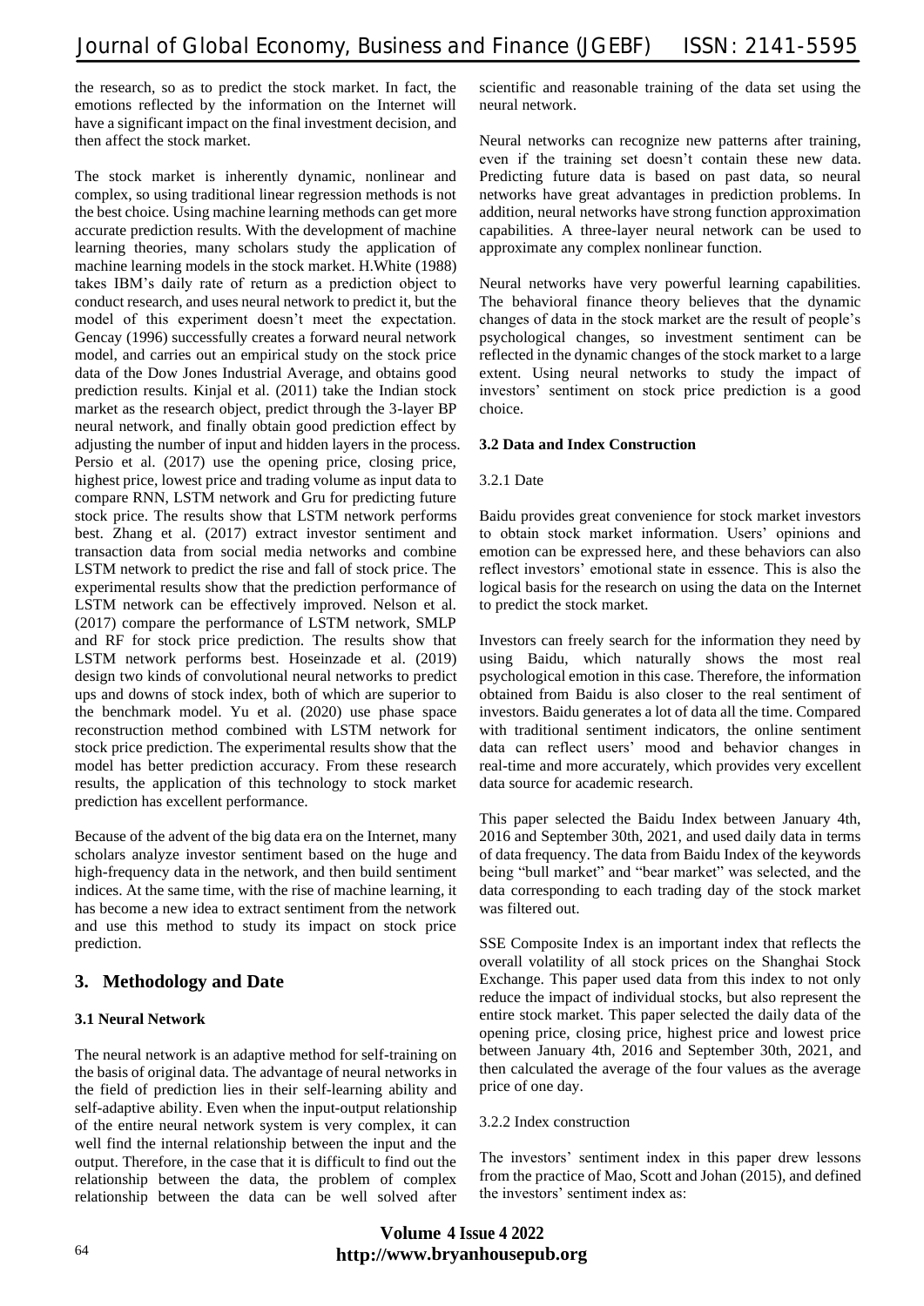the research, so as to predict the stock market. In fact, the emotions reflected by the information on the Internet will have a significant impact on the final investment decision, and then affect the stock market.

The stock market is inherently dynamic, nonlinear and complex, so using traditional linear regression methods is not the best choice. Using machine learning methods can get more accurate prediction results. With the development of machine learning theories, many scholars study the application of machine learning models in the stock market. H.White (1988) takes IBM's daily rate of return as a prediction object to conduct research, and uses neural network to predict it, but the model of this experiment doesn't meet the expectation. Gencay (1996) successfully creates a forward neural network model, and carries out an empirical study on the stock price data of the Dow Jones Industrial Average, and obtains good prediction results. Kinjal et al. (2011) take the Indian stock market as the research object, predict through the 3-layer BP neural network, and finally obtain good prediction effect by adjusting the number of input and hidden layers in the process. Persio et al. (2017) use the opening price, closing price, highest price, lowest price and trading volume as input data to compare RNN, LSTM network and Gru for predicting future stock price. The results show that LSTM network performs best. Zhang et al. (2017) extract investor sentiment and transaction data from social media networks and combine LSTM network to predict the rise and fall of stock price. The experimental results show that the prediction performance of LSTM network can be effectively improved. Nelson et al. (2017) compare the performance of LSTM network, SMLP and RF for stock price prediction. The results show that LSTM network performs best. Hoseinzade et al. (2019) design two kinds of convolutional neural networks to predict ups and downs of stock index, both of which are superior to the benchmark model. Yu et al. (2020) use phase space reconstruction method combined with LSTM network for stock price prediction. The experimental results show that the model has better prediction accuracy. From these research results, the application of this technology to stock market prediction has excellent performance.

Because of the advent of the big data era on the Internet, many scholars analyze investor sentiment based on the huge and high-frequency data in the network, and then build sentiment indices. At the same time, with the rise of machine learning, it has become a new idea to extract sentiment from the network and use this method to study its impact on stock price prediction.

## 3. Methodology and Date

### 3.1 Neural Network

The neural network is an adaptive method for self-training on the basis of original data. The advantage of neural networks in the field of prediction lies in their self-learning ability and self-adaptive ability. Even when the input-output relationship of the entire neural network system is very complex, it can well find the internal relationship between the input and the output. Therefore, in the case that it is difficult to find out the relationship between the data, the problem of complex relationship between the data can be well solved after scientific and reasonable training of the data set using the neural network.

Neural networks can recognize new patterns after training, even if the training set doesn't contain these new data. Predicting future data is based on past data, so neural networks have great advantages in prediction problems. In addition, neural networks have strong function approximation capabilities. A three-layer neural network can be used to approximate any complex nonlinear function.

Neural networks have very powerful learning capabilities. The behavioral finance theory believes that the dynamic changes of data in the stock market are the result of people's psychological changes, so investment sentiment can be reflected in the dynamic changes of the stock market to a large extent. Using neural networks to study the impact of investors' sentiment on stock price prediction is a good choice.

### 3.2 Data and Index Construction

#### 3.2.1 Date

Baidu provides great convenience for stock market investors to obtain stock market information. Users' opinions and emotion can be expressed here, and these behaviors can also reflect investors' emotional state in essence. This is also the logical basis for the research on using the data on the Internet to predict the stock market.

Investors can freely search for the information they need by using Baidu, which naturally shows the most real psychological emotion in this case. Therefore, the information obtained from Baidu is also closer to the real sentiment of investors. Baidu generates a lot of data all the time. Compared with traditional sentiment indicators, the online sentiment data can reflect users' mood and behavior changes in real-time and more accurately, which provides very excellent data source for academic research.

This paper selected the Baidu Index between January 4th, 2016 and September 30th, 2021, and used daily data in terms of data frequency. The data from Baidu Index of the keywords being "bull market" and "bear market" was selected, and the data corresponding to each trading day of the stock market was filtered out.

SSE Composite Index is an important index that reflects the overall volatility of all stock prices on the Shanghai Stock Exchange. This paper used data from this index to not only reduce the impact of individual stocks, but also represent the entire stock market. This paper selected the daily data of the opening price, closing price, highest price and lowest price between January 4th, 2016 and September 30th, 2021, and then calculated the average of the four values as the average price of one day.

#### 3.2.2 Index construction

The investors' sentiment index in this paper drew lessons from the practice of Mao, Scott and Johan (2015), and defined the investors' sentiment index as: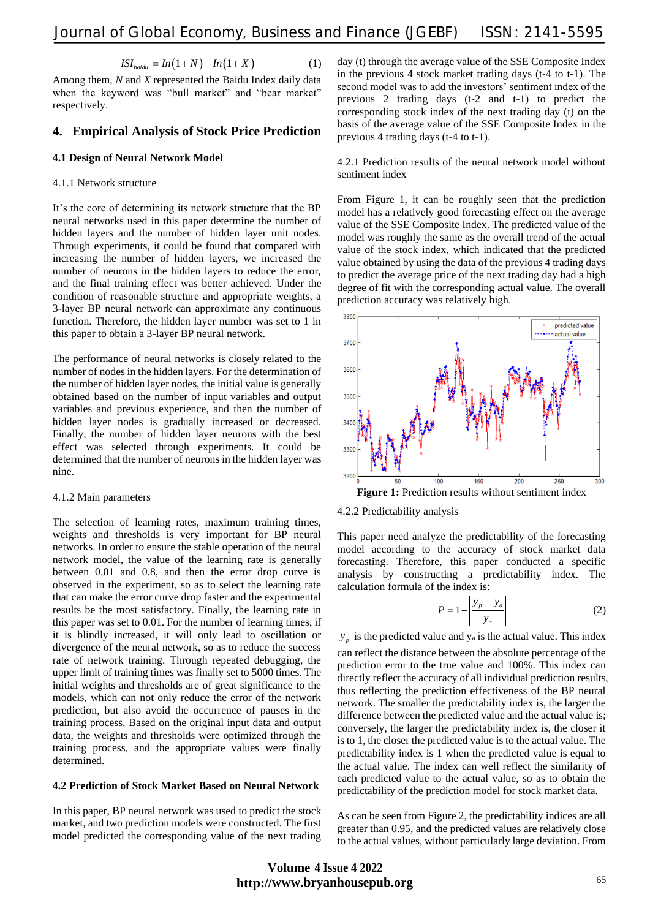$$ISI_{baidu} = In(1+N) - In(1+X) \quad (1)$$

Among them, $N$ and $X$ represented the Baidu Index daily data when the keyword was "bull market" and "bear market" respectively.

## 4. Empirical Analysis of Stock Price Prediction

### 4.1 Design of Neural Network Model

#### 4.1.1 Network structure

It's the core of determining its network structure that the BP neural networks used in this paper determine the number of hidden layers and the number of hidden layer unit nodes. Through experiments, it could be found that compared with increasing the number of hidden layers, we increased the number of neurons in the hidden layers to reduce the error, and the final training effect was better achieved. Under the condition of reasonable structure and appropriate weights, a 3-layer BP neural network can approximate any continuous function. Therefore, the hidden layer number was set to 1 in this paper to obtain a 3-layer BP neural network.

The performance of neural networks is closely related to the number of nodes in the hidden layers. For the determination of the number of hidden layer nodes, the initial value is generally obtained based on the number of input variables and output variables and previous experience, and then the number of hidden layer nodes is gradually increased or decreased. Finally, the number of hidden layer neurons with the best effect was selected through experiments. It could be determined that the number of neurons in the hidden layer was nine.

#### 4.1.2 Main parameters

The selection of learning rates, maximum training times, weights and thresholds is very important for BP neural networks. In order to ensure the stable operation of the neural network model, the value of the learning rate is generally between 0.01 and 0.8, and then the error drop curve is observed in the experiment, so as to select the learning rate that can make the error curve drop faster and the experimental results be the most satisfactory. Finally, the learning rate in this paper was set to 0.01. For the number of learning times, if it is blindly increased, it will only lead to oscillation or divergence of the neural network, so as to reduce the success rate of network training. Through repeated debugging, the upper limit of training times was finally set to 5000 times. The initial weights and thresholds are of great significance to the models, which can not only reduce the error of the network prediction, but also avoid the occurrence of pauses in the training process. Based on the original input data and output data, the weights and thresholds were optimized through the training process, and the appropriate values were finally determined.

### 4.2 Prediction of Stock Market Based on Neural Network

In this paper, BP neural network was used to predict the stock market, and two prediction models were constructed. The first model predicted the corresponding value of the next trading day (t) through the average value of the SSE Composite Index in the previous 4 stock market trading days (t-4 to t-1). The second model was to add the investors' sentiment index of the previous 2 trading days (t-2 and t-1) to predict the corresponding stock index of the next trading day (t) on the basis of the average value of the SSE Composite Index in the previous 4 trading days (t-4 to t-1).

#### 4.2.1 Prediction results of the neural network model without sentiment index

From Figure 1, it can be roughly seen that the prediction model has a relatively good forecasting effect on the average value of the SSE Composite Index. The predicted value of the model was roughly the same as the overall trend of the actual value of the stock index, which indicated that the predicted value obtained by using the data of the previous 4 trading days to predict the average price of the next trading day had a high degree of fit with the corresponding actual value. The overall prediction accuracy was relatively high.

**Figure 1:** Prediction results without sentiment index

#### 4.2.2 Predictability analysis

This paper need analyze the predictability of the forecasting model according to the accuracy of stock market data forecasting. Therefore, this paper conducted a specific analysis by constructing a predictability index. The calculation formula of the index is:

$$P = 1 - \left| \frac{y_p - y_a}{y_a} \right| \quad (2)$$

$y_p$ is the predicted value and $y_a$ is the actual value. This index can reflect the distance between the absolute percentage of the prediction error to the true value and 100%. This index can directly reflect the accuracy of all individual prediction results, thus reflecting the prediction effectiveness of the BP neural network. The smaller the predictability index is, the larger the difference between the predicted value and the actual value is; conversely, the larger the predictability index is, the closer it is to 1, the closer the predicted value is to the actual value. The predictability index is 1 when the predicted value is equal to the actual value. The index can well reflect the similarity of each predicted value to the actual value, so as to obtain the predictability of the prediction model for stock market data.

As can be seen from Figure 2, the predictability indices are all greater than 0.95, and the predicted values are relatively close to the actual values, without particularly large deviation. From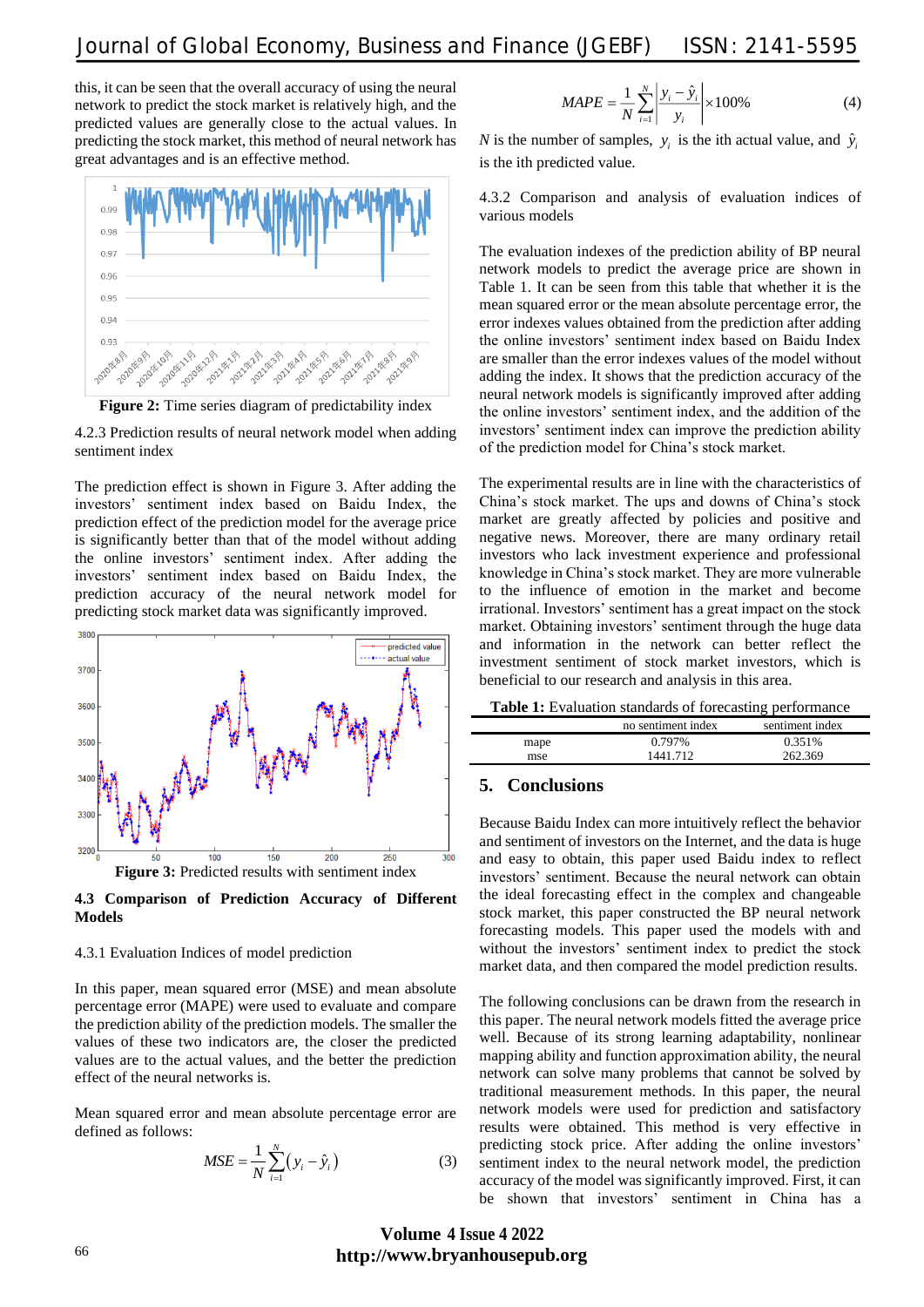this, it can be seen that the overall accuracy of using the neural network to predict the stock market is relatively high, and the predicted values are generally close to the actual values. In predicting the stock market, this method of neural network has great advantages and is an effective method.

**Figure 2:** Time series diagram of predictability index

4.2.3 Prediction results of neural network model when adding sentiment index

The prediction effect is shown in Figure 3. After adding the investors' sentiment index based on Baidu Index, the prediction effect of the prediction model for the average price is significantly better than that of the model without adding the online investors' sentiment index. After adding the investors' sentiment index based on Baidu Index, the prediction accuracy of the neural network model for predicting stock market data was significantly improved.

**Figure 3:** Predicted results with sentiment index

### 4.3 Comparison of Prediction Accuracy of Different Models

4.3.1 Evaluation Indices of model prediction

In this paper, mean squared error (MSE) and mean absolute percentage error (MAPE) were used to evaluate and compare the prediction ability of the prediction models. The smaller the values of these two indicators are, the closer the predicted values are to the actual values, and the better the prediction effect of the neural networks is.

Mean squared error and mean absolute percentage error are defined as follows:

$$MSE = \frac{1}{N}\sum_{i=1}^{N}\left(y_i - \hat{y}_i\right) \tag{3}$$

$$MAPE = \frac{1}{N}\sum_{i=1}^{N}\left|\frac{y_i - \hat{y}_i}{y_i}\right| \times 100\% \tag{4}$$

$N$ is the number of samples, $y_i$ is the ith actual value, and $\hat{y}_i$ is the ith predicted value.

4.3.2 Comparison and analysis of evaluation indices of various models

The evaluation indexes of the prediction ability of BP neural network models to predict the average price are shown in Table 1. It can be seen from this table that whether it is the mean squared error or the mean absolute percentage error, the error indexes values obtained from the prediction after adding the online investors' sentiment index based on Baidu Index are smaller than the error indexes values of the model without adding the index. It shows that the prediction accuracy of the neural network models is significantly improved after adding the online investors' sentiment index, and the addition of the investors' sentiment index can improve the prediction ability of the prediction model for China's stock market.

The experimental results are in line with the characteristics of China's stock market. The ups and downs of China's stock market are greatly affected by policies and positive and negative news. Moreover, there are many ordinary retail investors who lack investment experience and professional knowledge in China's stock market. They are more vulnerable to the influence of emotion in the market and become irrational. Investors' sentiment has a great impact on the stock market. Obtaining investors' sentiment through the huge data and information in the network can better reflect the investment sentiment of stock market investors, which is beneficial to our research and analysis in this area.

**Table 1:** Evaluation standards of forecasting performance

| | no sentiment index | sentiment index |
|---|---|---|
| mape | 0.797% | 0.351% |
| mse | 1441.712 | 262.369 |

## 5. Conclusions

Because Baidu Index can more intuitively reflect the behavior and sentiment of investors on the Internet, and the data is huge and easy to obtain, this paper used Baidu index to reflect investors' sentiment. Because the neural network can obtain the ideal forecasting effect in the complex and changeable stock market, this paper constructed the BP neural network forecasting models. This paper used the models with and without the investors' sentiment index to predict the stock market data, and then compared the model prediction results.

The following conclusions can be drawn from the research in this paper. The neural network models fitted the average price well. Because of its strong learning adaptability, nonlinear mapping ability and function approximation ability, the neural network can solve many problems that cannot be solved by traditional measurement methods. In this paper, the neural network models were used for prediction and satisfactory results were obtained. This method is very effective in predicting stock price. After adding the online investors' sentiment index to the neural network model, the prediction accuracy of the model was significantly improved. First, it can be shown that investors' sentiment in China has a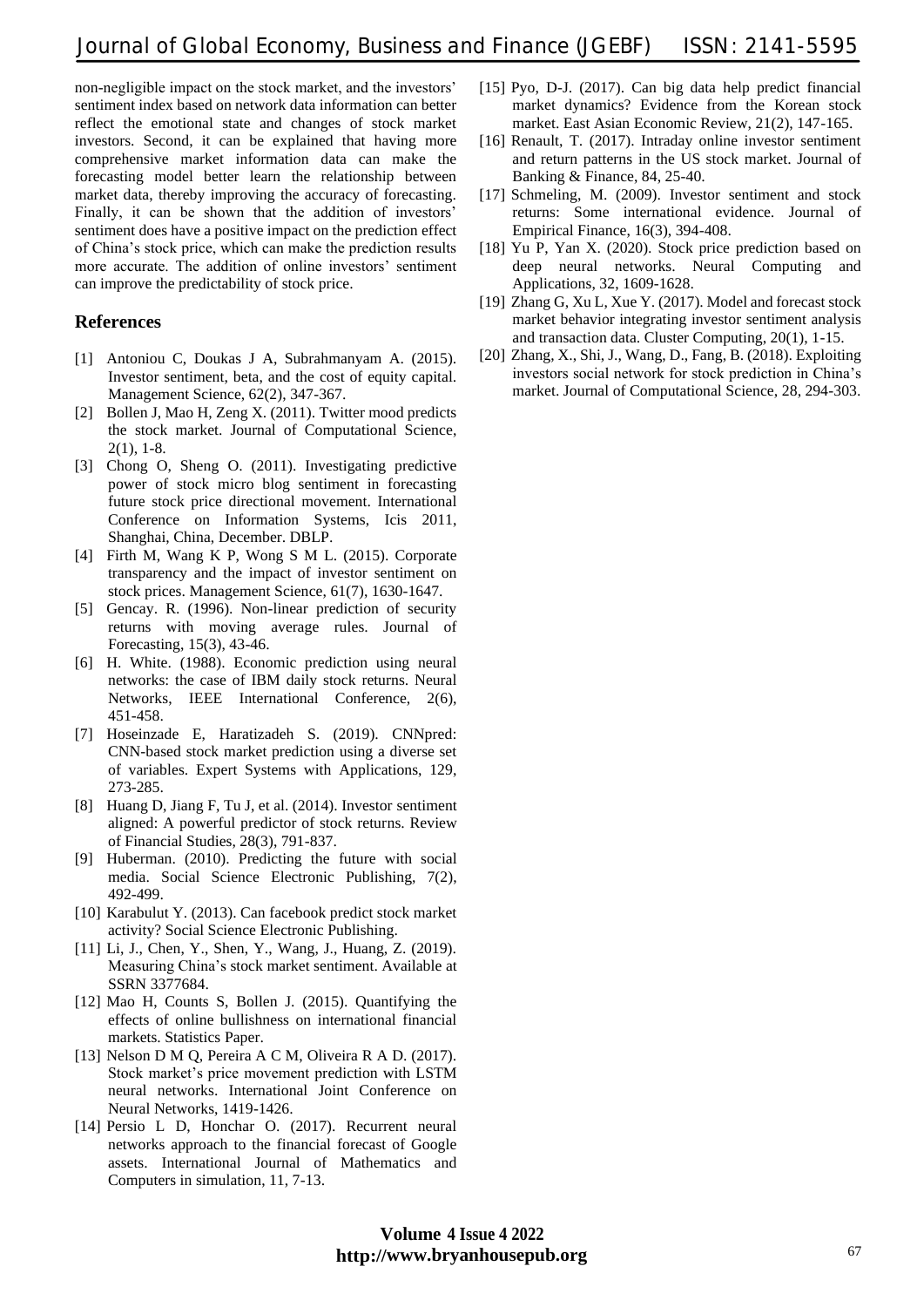non-negligible impact on the stock market, and the investors' sentiment index based on network data information can better reflect the emotional state and changes of stock market investors. Second, it can be explained that having more comprehensive market information data can make the forecasting model better learn the relationship between market data, thereby improving the accuracy of forecasting. Finally, it can be shown that the addition of investors' sentiment does have a positive impact on the prediction effect of China's stock price, which can make the prediction results more accurate. The addition of online investors' sentiment can improve the predictability of stock price.

## References

[1] Antoniou C, Doukas J A, Subrahmanyam A. (2015). Investor sentiment, beta, and the cost of equity capital. Management Science, 62(2), 347-367.

[2] Bollen J, Mao H, Zeng X. (2011). Twitter mood predicts the stock market. Journal of Computational Science, 2(1), 1-8.

[3] Chong O, Sheng O. (2011). Investigating predictive power of stock micro blog sentiment in forecasting future stock price directional movement. International Conference on Information Systems, Icis 2011, Shanghai, China, December. DBLP.

[4] Firth M, Wang K P, Wong S M L. (2015). Corporate transparency and the impact of investor sentiment on stock prices. Management Science, 61(7), 1630-1647.

[5] Gencay. R. (1996). Non-linear prediction of security returns with moving average rules. Journal of Forecasting, 15(3), 43-46.

[6] H. White. (1988). Economic prediction using neural networks: the case of IBM daily stock returns. Neural Networks, IEEE International Conference, 2(6), 451-458.

[7] Hoseinzade E, Haratizadeh S. (2019). CNNpred: CNN-based stock market prediction using a diverse set of variables. Expert Systems with Applications, 129, 273-285.

[8] Huang D, Jiang F, Tu J, et al. (2014). Investor sentiment aligned: A powerful predictor of stock returns. Review of Financial Studies, 28(3), 791-837.

[9] Huberman. (2010). Predicting the future with social media. Social Science Electronic Publishing, 7(2), 492-499.

[10] Karabulut Y. (2013). Can facebook predict stock market activity? Social Science Electronic Publishing.

[11] Li, J., Chen, Y., Shen, Y., Wang, J., Huang, Z. (2019). Measuring China's stock market sentiment. Available at SSRN 3377684.

[12] Mao H, Counts S, Bollen J. (2015). Quantifying the effects of online bullishness on international financial markets. Statistics Paper.

[13] Nelson D M Q, Pereira A C M, Oliveira R A D. (2017). Stock market's price movement prediction with LSTM neural networks. International Joint Conference on Neural Networks, 1419-1426.

[14] Persio L D, Honchar O. (2017). Recurrent neural networks approach to the financial forecast of Google assets. International Journal of Mathematics and Computers in simulation, 11, 7-13.

[15] Pyo, D-J. (2017). Can big data help predict financial market dynamics? Evidence from the Korean stock market. East Asian Economic Review, 21(2), 147-165.

[16] Renault, T. (2017). Intraday online investor sentiment and return patterns in the US stock market. Journal of Banking & Finance, 84, 25-40.

[17] Schmeling, M. (2009). Investor sentiment and stock returns: Some international evidence. Journal of Empirical Finance, 16(3), 394-408.

[18] Yu P, Yan X. (2020). Stock price prediction based on deep neural networks. Neural Computing and Applications, 32, 1609-1628.

[19] Zhang G, Xu L, Xue Y. (2017). Model and forecast stock market behavior integrating investor sentiment analysis and transaction data. Cluster Computing, 20(1), 1-15.

[20] Zhang, X., Shi, J., Wang, D., Fang, B. (2018). Exploiting investors social network for stock prediction in China's market. Journal of Computational Science, 28, 294-303.